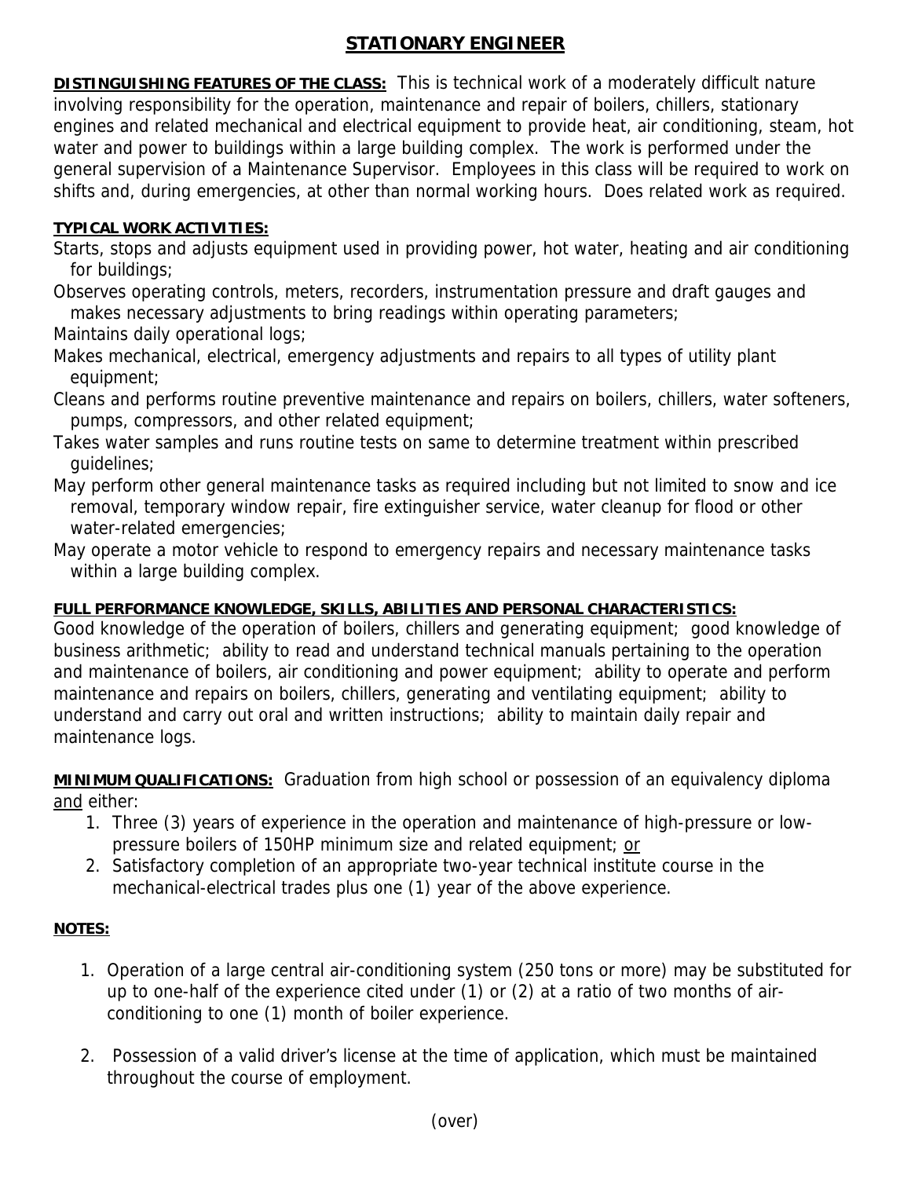# STATIONARY ENGINEER

**DISTINGUISHING FEATURES OF THE CLASS:** This is technical work of a moderately difficult nature involving responsibility for the operation, maintenance and repair of boilers, chillers, stationary engines and related mechanical and electrical equipment to provide heat, air conditioning, steam, hot water and power to buildings within a large building complex. The work is performed under the general supervision of a Maintenance Supervisor. Employees in this class will be required to work on shifts and, during emergencies, at other than normal working hours. Does related work as required.

**TYPICAL WORK ACTIVITIES:**

Starts, stops and adjusts equipment used in providing power, hot water, heating and air conditioning for buildings;

Observes operating controls, meters, recorders, instrumentation pressure and draft gauges and makes necessary adjustments to bring readings within operating parameters;

Maintains daily operational logs;

Makes mechanical, electrical, emergency adjustments and repairs to all types of utility plant equipment;

Cleans and performs routine preventive maintenance and repairs on boilers, chillers, water softeners, pumps, compressors, and other related equipment;

Takes water samples and runs routine tests on same to determine treatment within prescribed guidelines;

May perform other general maintenance tasks as required including but not limited to snow and ice removal, temporary window repair, fire extinguisher service, water cleanup for flood or other water-related emergencies;

May operate a motor vehicle to respond to emergency repairs and necessary maintenance tasks within a large building complex.

**FULL PERFORMANCE KNOWLEDGE, SKILLS, ABILITIES AND PERSONAL CHARACTERISTICS:**
Good knowledge of the operation of boilers, chillers and generating equipment; good knowledge of business arithmetic; ability to read and understand technical manuals pertaining to the operation and maintenance of boilers, air conditioning and power equipment; ability to operate and perform maintenance and repairs on boilers, chillers, generating and ventilating equipment; ability to understand and carry out oral and written instructions; ability to maintain daily repair and maintenance logs.

**MINIMUM QUALIFICATIONS:** Graduation from high school or possession of an equivalency diploma and either:

1. Three (3) years of experience in the operation and maintenance of high-pressure or low-pressure boilers of 150HP minimum size and related equipment; or
2. Satisfactory completion of an appropriate two-year technical institute course in the mechanical-electrical trades plus one (1) year of the above experience.

**NOTES:**

1. Operation of a large central air-conditioning system (250 tons or more) may be substituted for up to one-half of the experience cited under (1) or (2) at a ratio of two months of air-conditioning to one (1) month of boiler experience.

2. Possession of a valid driver's license at the time of application, which must be maintained throughout the course of employment.

(over)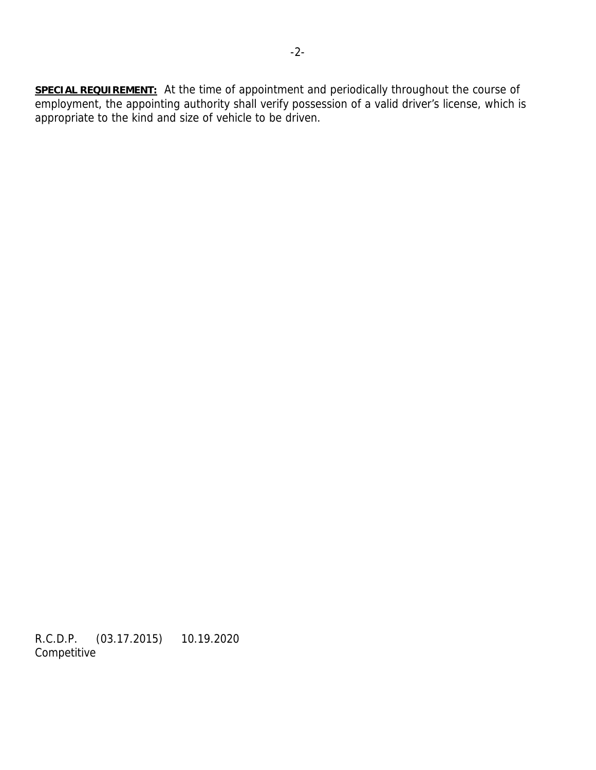**SPECIAL REQUIREMENT:** At the time of appointment and periodically throughout the course of employment, the appointing authority shall verify possession of a valid driver's license, which is appropriate to the kind and size of vehicle to be driven.

R.C.D.P. (03.17.2015) 10.19.2020
Competitive